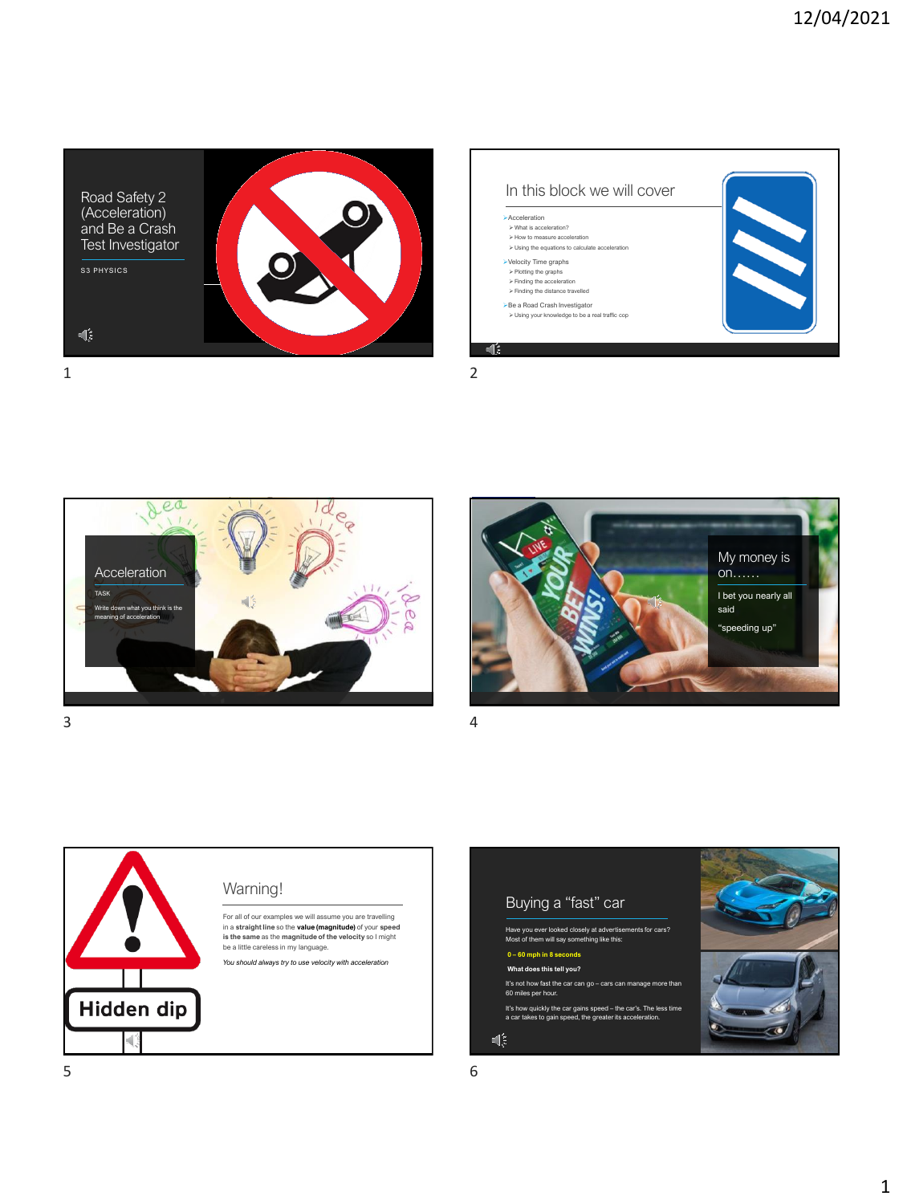## Road Safety 2 (Acceleration) and Be a Crash Test Investigator

S3 PHYSICS

## In this block we will cover

- Acceleration
  - What is acceleration?
  - How to measure acceleration
  - Using the equations to calculate acceleration
- Velocity Time graphs
  - Plotting the graphs
  - Finding the acceleration
  - Finding the distance travelled
- Be a Road Crash Investigator
  - Using your knowledge to be a real traffic cop

## Acceleration

TASK

Write down what you think is the meaning of acceleration

## My money is on……

I bet you nearly all said

“speeding up”

## Warning!

For all of our examples we will assume you are travelling in a **straight line** so the **value (magnitude)** of your **speed is the same** as the **magnitude of the velocity** so I might be a little careless in my language.

*You should always try to use velocity with acceleration*

## Buying a “fast” car

Have you ever looked closely at advertisements for cars? Most of them will say something like this:

**0 – 60 mph in 8 seconds**

**What does this tell you?**

It's not how fast the car can go – cars can manage more than 60 miles per hour.

It's how quickly the car gains speed – the car's. The less time a car takes to gain speed, the greater its acceleration.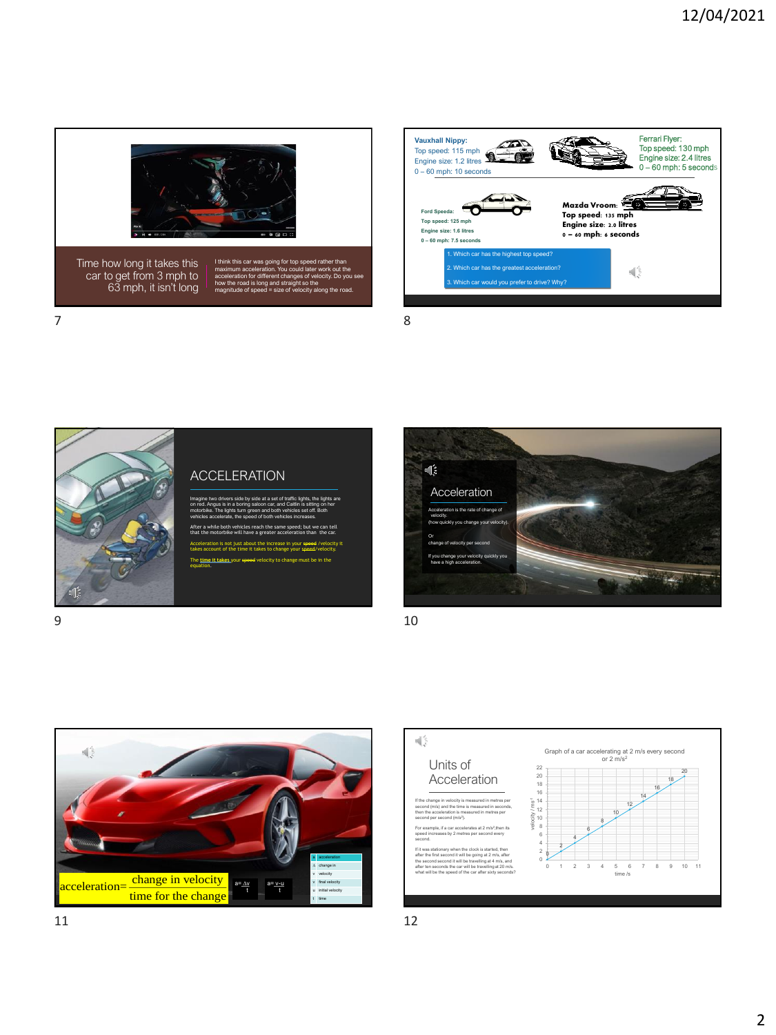Time how long it takes this car to get from 3 mph to 63 mph, it isn't long

I think this car was going for top speed rather than maximum acceleration. You could later work out the acceleration for different changes of velocity. Do you see how the road is long and straight so the magnitude of speed = size of velocity along the road.

Vauxhall Nippy:
Top speed: 115 mph
Engine size: 1.2 litres
0 – 60 mph: 10 seconds

Ferrari Flyer:
Top speed: 130 mph
Engine size: 2.4 litres
0 – 60 mph: 5 seconds

Ford Speeda:
Top speed: 125 mph
Engine size: 1.6 litres
0 – 60 mph: 7.5 seconds

**Mazda Vroom:**
**Top speed: 135 mph**
**Engine size: 2.0 litres**
**0 – 60 mph: 6 seconds**

1. Which car has the highest top speed?
2. Which car has the greatest acceleration?
3. Which car would you prefer to drive? Why?

## ACCELERATION

Imagine two drivers side by side at a set of traffic lights, the lights are on red. Angus is in a boring saloon car, and Caitlin is sitting on her motorbike. The lights turn green and both vehicles set off. Both vehicles accelerate, the speed of both vehicles increases.

After a while both vehicles reach the same speed; but we can tell that the motorbike will have a greater acceleration than the car.

Acceleration is not just about the increase in your ~~speed~~ /velocity it takes account of the time it takes to change your ~~speed~~/velocity.

The time it takes your ~~speed~~ velocity to change must be in the equation.

## Acceleration

Acceleration is the rate of change of velocity.
(how quickly you change your velocity).

Or
change of velocity per second

If you change your velocity quickly you have a high acceleration.

$$\text{acceleration} = \frac{\text{change in velocity}}{\text{time for the change}}$$

$a = \frac{\Delta v}{t}$ $\quad a = \frac{v - u}{t}$

| | |
|---|---|
| a | acceleration |
| Δ | change in |
| v | velocity |
| v | final velocity |
| u | initial velocity |
| t | time |

## Units of Acceleration

If the change in velocity is measured in metres per second (m/s) and the time is measured in seconds, then the acceleration is measured in metres per second per second (m/s²).

For example, if a car accelerates at 2 m/s², then its speed increases by 2 metres per second every second.

If it was stationary when the clock is started, then after the first second it will be going at 2 m/s, after the second second it will be travelling at 4 m/s, and after ten seconds the car will be travelling at 20 m/s, what will be the speed of the car after sixty seconds?

Graph of a car accelerating at 2 m/s every second or 2 m/s²

| time /s | 0 | 1 | 2 | 3 | 4 | 5 | 6 | 7 | 8 | 9 | 10 |
|---|---|---|---|---|---|---|---|---|---|---|---|
| velocity / m/s | 0 | 2 | 4 | 6 | 8 | 10 | 12 | 14 | 16 | 18 | 20 |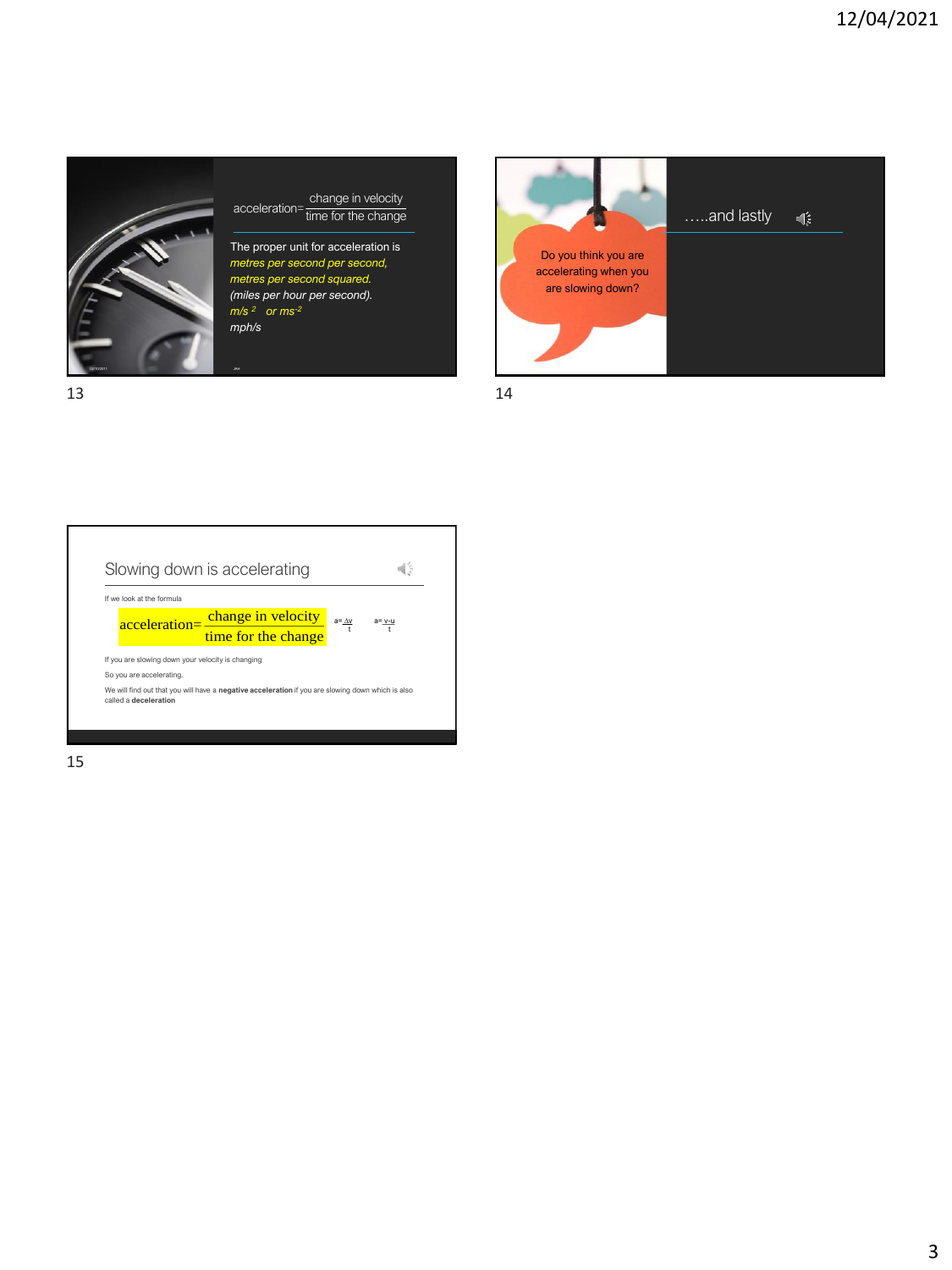$$\text{acceleration} = \frac{\text{change in velocity}}{\text{time for the change}}$$

The proper unit for acceleration is *metres per second per second, metres per second squared.* *(miles per hour per second).* *$m/s^2$ or $ms^{-2}$* *mph/s*

Do you think you are accelerating when you are slowing down?

…..and lastly

## Slowing down is accelerating

If we look at the formula

$$\text{acceleration} = \frac{\text{change in velocity}}{\text{time for the change}} \quad a = \frac{\Delta v}{t} \quad a = \frac{v-u}{t}$$

If you are slowing down your velocity is changing

So you are accelerating.

We will find out that you will have a **negative acceleration** if you are slowing down which is also called a **deceleration**